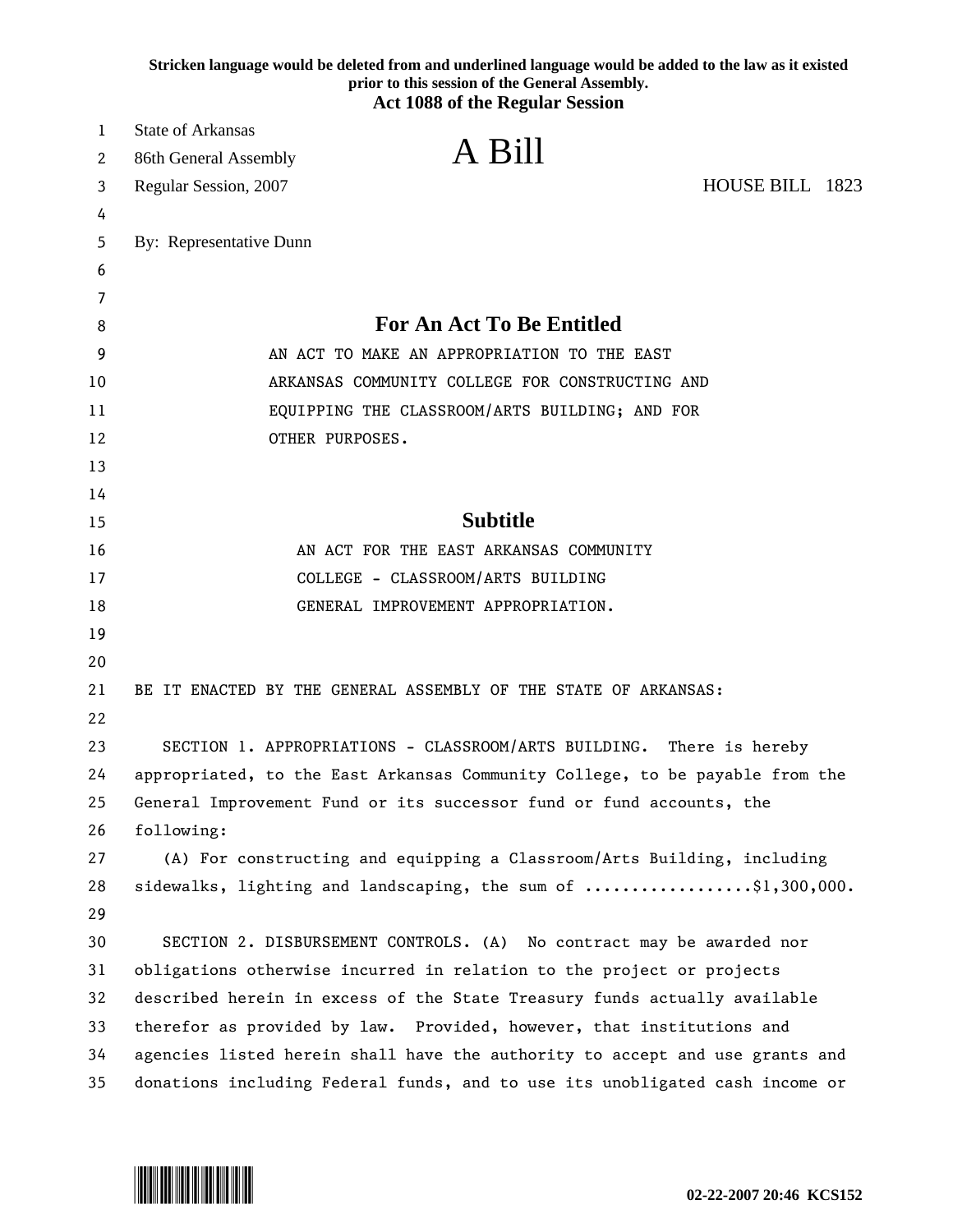**Stricken language would be deleted from and underlined language would be added to the law as it existed prior to this session of the General Assembly.**

**Act 1088 of the Regular Session**

State of Arkansas
86th General Assembly
Regular Session, 2007

# A Bill

HOUSE BILL 1823

By: Representative Dunn

## For An Act To Be Entitled

AN ACT TO MAKE AN APPROPRIATION TO THE EAST ARKANSAS COMMUNITY COLLEGE FOR CONSTRUCTING AND EQUIPPING THE CLASSROOM/ARTS BUILDING; AND FOR OTHER PURPOSES.

## Subtitle

AN ACT FOR THE EAST ARKANSAS COMMUNITY COLLEGE - CLASSROOM/ARTS BUILDING GENERAL IMPROVEMENT APPROPRIATION.

BE IT ENACTED BY THE GENERAL ASSEMBLY OF THE STATE OF ARKANSAS:

SECTION 1. APPROPRIATIONS - CLASSROOM/ARTS BUILDING. There is hereby appropriated, to the East Arkansas Community College, to be payable from the General Improvement Fund or its successor fund or fund accounts, the following:

(A) For constructing and equipping a Classroom/Arts Building, including sidewalks, lighting and landscaping, the sum of ..................$1,300,000.

SECTION 2. DISBURSEMENT CONTROLS. (A) No contract may be awarded nor obligations otherwise incurred in relation to the project or projects described herein in excess of the State Treasury funds actually available therefor as provided by law. Provided, however, that institutions and agencies listed herein shall have the authority to accept and use grants and donations including Federal funds, and to use its unobligated cash income or

02-22-2007 20:46 KCS152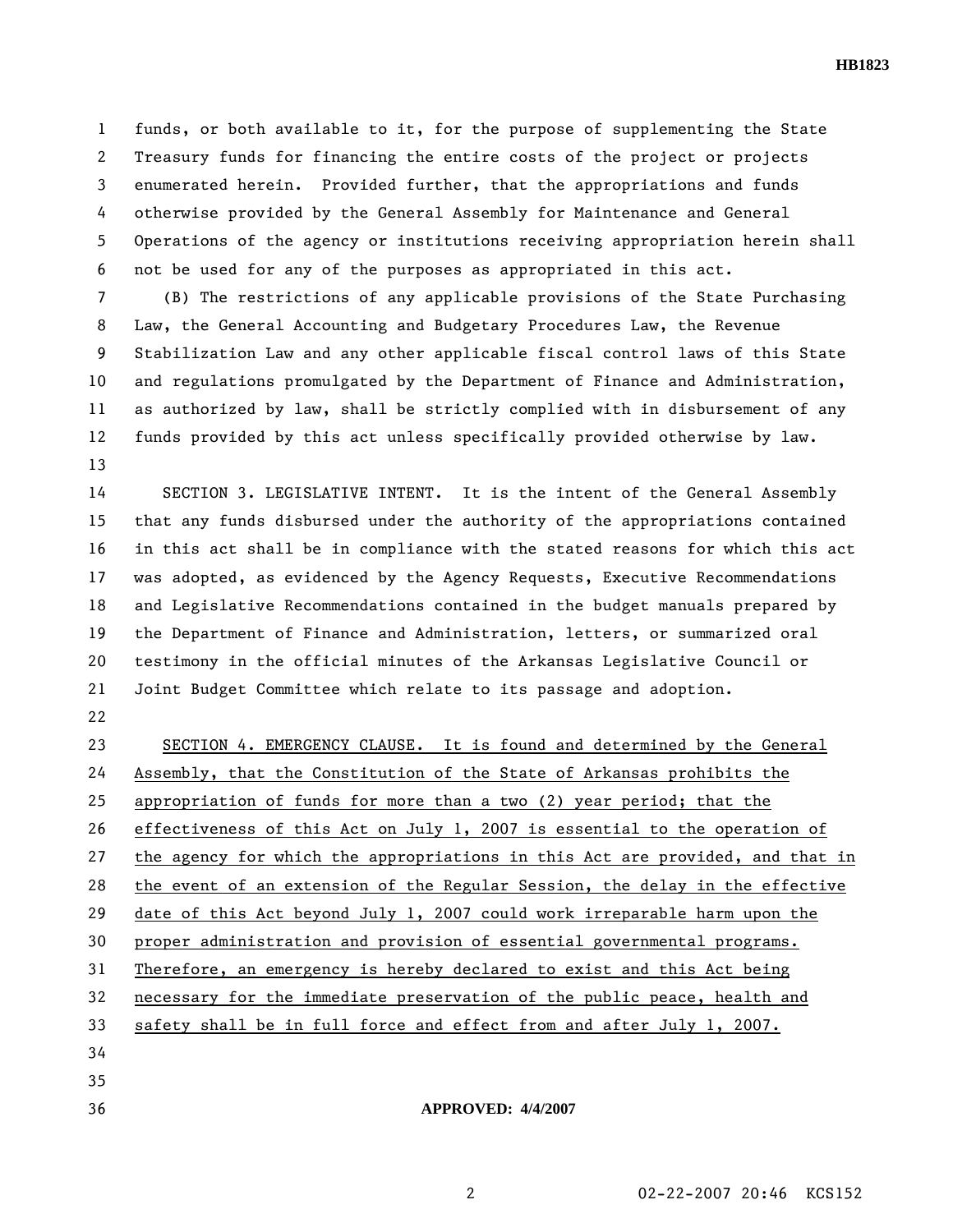funds, or both available to it, for the purpose of supplementing the State Treasury funds for financing the entire costs of the project or projects enumerated herein. Provided further, that the appropriations and funds otherwise provided by the General Assembly for Maintenance and General Operations of the agency or institutions receiving appropriation herein shall not be used for any of the purposes as appropriated in this act.

(B) The restrictions of any applicable provisions of the State Purchasing Law, the General Accounting and Budgetary Procedures Law, the Revenue Stabilization Law and any other applicable fiscal control laws of this State and regulations promulgated by the Department of Finance and Administration, as authorized by law, shall be strictly complied with in disbursement of any funds provided by this act unless specifically provided otherwise by law.

SECTION 3. LEGISLATIVE INTENT. It is the intent of the General Assembly that any funds disbursed under the authority of the appropriations contained in this act shall be in compliance with the stated reasons for which this act was adopted, as evidenced by the Agency Requests, Executive Recommendations and Legislative Recommendations contained in the budget manuals prepared by the Department of Finance and Administration, letters, or summarized oral testimony in the official minutes of the Arkansas Legislative Council or Joint Budget Committee which relate to its passage and adoption.

SECTION 4. EMERGENCY CLAUSE. It is found and determined by the General Assembly, that the Constitution of the State of Arkansas prohibits the appropriation of funds for more than a two (2) year period; that the effectiveness of this Act on July 1, 2007 is essential to the operation of the agency for which the appropriations in this Act are provided, and that in the event of an extension of the Regular Session, the delay in the effective date of this Act beyond July 1, 2007 could work irreparable harm upon the proper administration and provision of essential governmental programs. Therefore, an emergency is hereby declared to exist and this Act being necessary for the immediate preservation of the public peace, health and safety shall be in full force and effect from and after July 1, 2007.

**APPROVED: 4/4/2007**